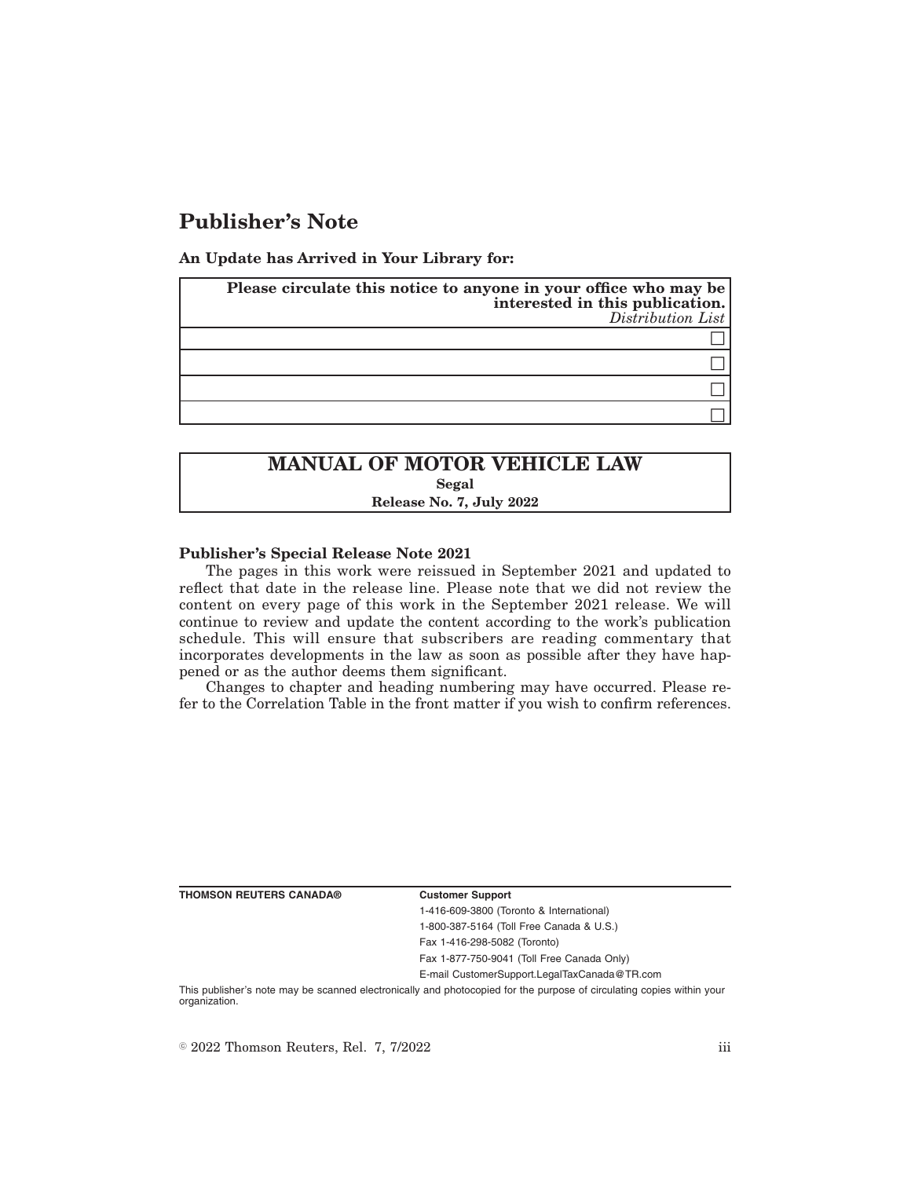# Publisher's Note

**An Update has Arrived in Your Library for:**

| **Please circulate this notice to anyone in your office who may be interested in this publication.** *Distribution List* |
|---|
| ☐ |
| ☐ |
| ☐ |
| ☐ |

**MANUAL OF MOTOR VEHICLE LAW**
**Segal**
**Release No. 7, July 2022**

**Publisher's Special Release Note 2021**

The pages in this work were reissued in September 2021 and updated to reflect that date in the release line. Please note that we did not review the content on every page of this work in the September 2021 release. We will continue to review and update the content according to the work's publication schedule. This will ensure that subscribers are reading commentary that incorporates developments in the law as soon as possible after they have happened or as the author deems them significant.

Changes to chapter and heading numbering may have occurred. Please refer to the Correlation Table in the front matter if you wish to confirm references.

**THOMSON REUTERS CANADA®**

**Customer Support**
1-416-609-3800 (Toronto & International)
1-800-387-5164 (Toll Free Canada & U.S.)
Fax 1-416-298-5082 (Toronto)
Fax 1-877-750-9041 (Toll Free Canada Only)
E-mail CustomerSupport.LegalTaxCanada@TR.com

This publisher's note may be scanned electronically and photocopied for the purpose of circulating copies within your organization.

© 2022 Thomson Reuters, Rel. 7, 7/2022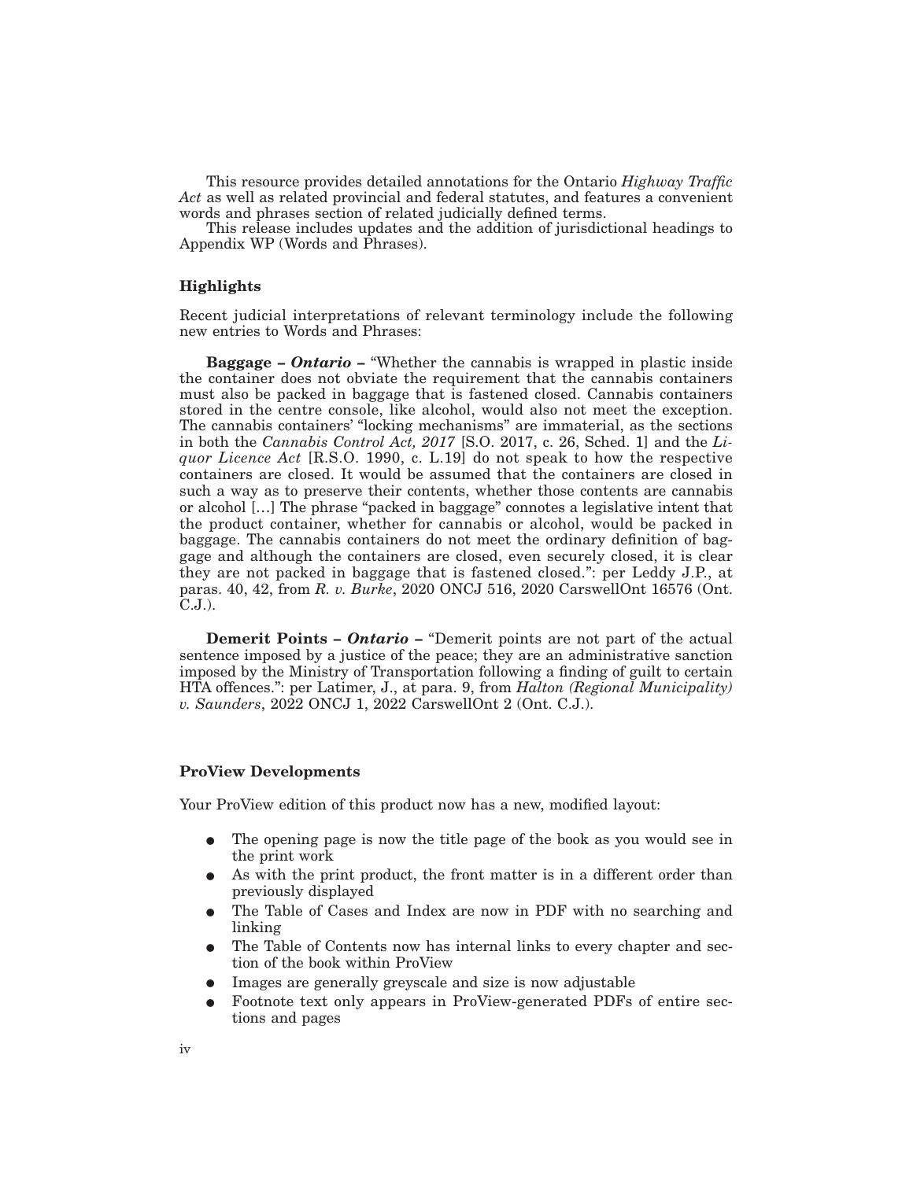This resource provides detailed annotations for the Ontario *Highway Traffic Act* as well as related provincial and federal statutes, and features a convenient words and phrases section of related judicially defined terms.

This release includes updates and the addition of jurisdictional headings to Appendix WP (Words and Phrases).

### Highlights

Recent judicial interpretations of relevant terminology include the following new entries to Words and Phrases:

**Baggage – *Ontario* –** "Whether the cannabis is wrapped in plastic inside the container does not obviate the requirement that the cannabis containers must also be packed in baggage that is fastened closed. Cannabis containers stored in the centre console, like alcohol, would also not meet the exception. The cannabis containers' "locking mechanisms" are immaterial, as the sections in both the *Cannabis Control Act, 2017* [S.O. 2017, c. 26, Sched. 1] and the *Liquor Licence Act* [R.S.O. 1990, c. L.19] do not speak to how the respective containers are closed. It would be assumed that the containers are closed in such a way as to preserve their contents, whether those contents are cannabis or alcohol [...] The phrase "packed in baggage" connotes a legislative intent that the product container, whether for cannabis or alcohol, would be packed in baggage. The cannabis containers do not meet the ordinary definition of baggage and although the containers are closed, even securely closed, it is clear they are not packed in baggage that is fastened closed.": per Leddy J.P., at paras. 40, 42, from *R. v. Burke*, 2020 ONCJ 516, 2020 CarswellOnt 16576 (Ont. C.J.).

**Demerit Points – *Ontario* –** "Demerit points are not part of the actual sentence imposed by a justice of the peace; they are an administrative sanction imposed by the Ministry of Transportation following a finding of guilt to certain HTA offences.": per Latimer, J., at para. 9, from *Halton (Regional Municipality) v. Saunders*, 2022 ONCJ 1, 2022 CarswellOnt 2 (Ont. C.J.).

### ProView Developments

Your ProView edition of this product now has a new, modified layout:

- The opening page is now the title page of the book as you would see in the print work
- As with the print product, the front matter is in a different order than previously displayed
- The Table of Cases and Index are now in PDF with no searching and linking
- The Table of Contents now has internal links to every chapter and section of the book within ProView
- Images are generally greyscale and size is now adjustable
- Footnote text only appears in ProView-generated PDFs of entire sections and pages